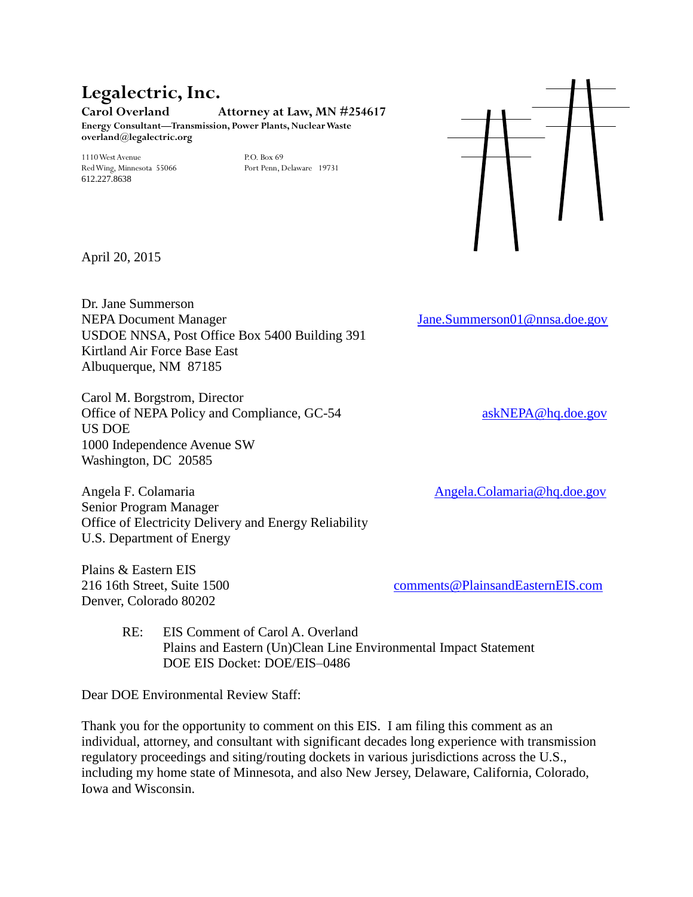# Legalectric, Inc.

**Carol Overland** **Attorney at Law, MN #254617**
**Energy Consultant—Transmission, Power Plants, Nuclear Waste**
**overland@legalectric.org**

1110 West Avenue
Red Wing, Minnesota 55066
612.227.8638

P.O. Box 69
Port Penn, Delaware 19731

April 20, 2015

Dr. Jane Summerson
NEPA Document Manager
USDOE NNSA, Post Office Box 5400 Building 391
Kirtland Air Force Base East
Albuquerque, NM 87185
Jane.Summerson01@nnsa.doe.gov

Carol M. Borgstrom, Director
Office of NEPA Policy and Compliance, GC-54
US DOE
1000 Independence Avenue SW
Washington, DC 20585
askNEPA@hq.doe.gov

Angela F. Colamaria
Senior Program Manager
Office of Electricity Delivery and Energy Reliability
U.S. Department of Energy
Angela.Colamaria@hq.doe.gov

Plains & Eastern EIS
216 16th Street, Suite 1500
Denver, Colorado 80202
comments@PlainsandEasternEIS.com

RE: EIS Comment of Carol A. Overland
Plains and Eastern (Un)Clean Line Environmental Impact Statement
DOE EIS Docket: DOE/EIS–0486

Dear DOE Environmental Review Staff:

Thank you for the opportunity to comment on this EIS. I am filing this comment as an individual, attorney, and consultant with significant decades long experience with transmission regulatory proceedings and siting/routing dockets in various jurisdictions across the U.S., including my home state of Minnesota, and also New Jersey, Delaware, California, Colorado, Iowa and Wisconsin.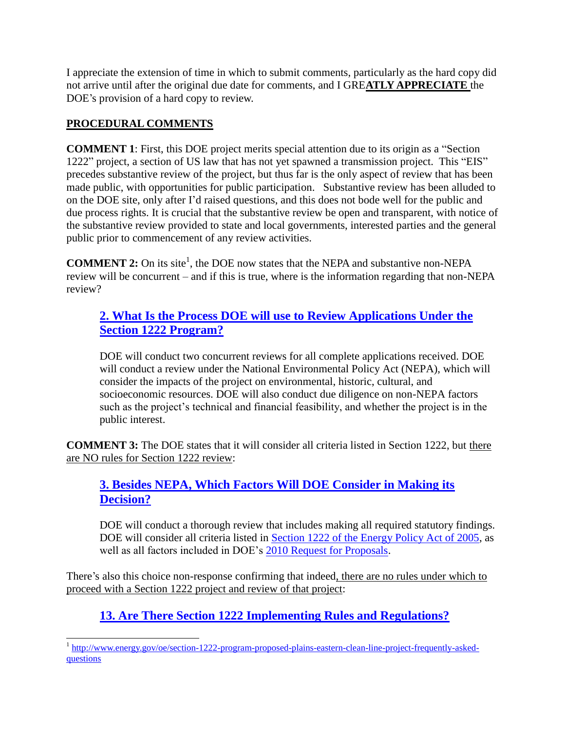I appreciate the extension of time in which to submit comments, particularly as the hard copy did not arrive until after the original due date for comments, and I GRE**ATLY APPRECIATE** the DOE's provision of a hard copy to review.

**PROCEDURAL COMMENTS**

**COMMENT 1**: First, this DOE project merits special attention due to its origin as a "Section 1222" project, a section of US law that has not yet spawned a transmission project. This "EIS" precedes substantive review of the project, but thus far is the only aspect of review that has been made public, with opportunities for public participation. Substantive review has been alluded to on the DOE site, only after I'd raised questions, and this does not bode well for the public and due process rights. It is crucial that the substantive review be open and transparent, with notice of the substantive review provided to state and local governments, interested parties and the general public prior to commencement of any review activities.

**COMMENT 2:** On its site[1], the DOE now states that the NEPA and substantive non-NEPA review will be concurrent – and if this is true, where is the information regarding that non-NEPA review?

> **2. What Is the Process DOE will use to Review Applications Under the Section 1222 Program?**
>
> DOE will conduct two concurrent reviews for all complete applications received. DOE will conduct a review under the National Environmental Policy Act (NEPA), which will consider the impacts of the project on environmental, historic, cultural, and socioeconomic resources. DOE will also conduct due diligence on non-NEPA factors such as the project's technical and financial feasibility, and whether the project is in the public interest.

**COMMENT 3:** The DOE states that it will consider all criteria listed in Section 1222, but there are NO rules for Section 1222 review:

> **3. Besides NEPA, Which Factors Will DOE Consider in Making its Decision?**
>
> DOE will conduct a thorough review that includes making all required statutory findings. DOE will consider all criteria listed in Section 1222 of the Energy Policy Act of 2005, as well as all factors included in DOE's 2010 Request for Proposals.

There's also this choice non-response confirming that indeed, there are no rules under which to proceed with a Section 1222 project and review of that project:

> **13. Are There Section 1222 Implementing Rules and Regulations?**

[1] http://www.energy.gov/oe/section-1222-program-proposed-plains-eastern-clean-line-project-frequently-asked-questions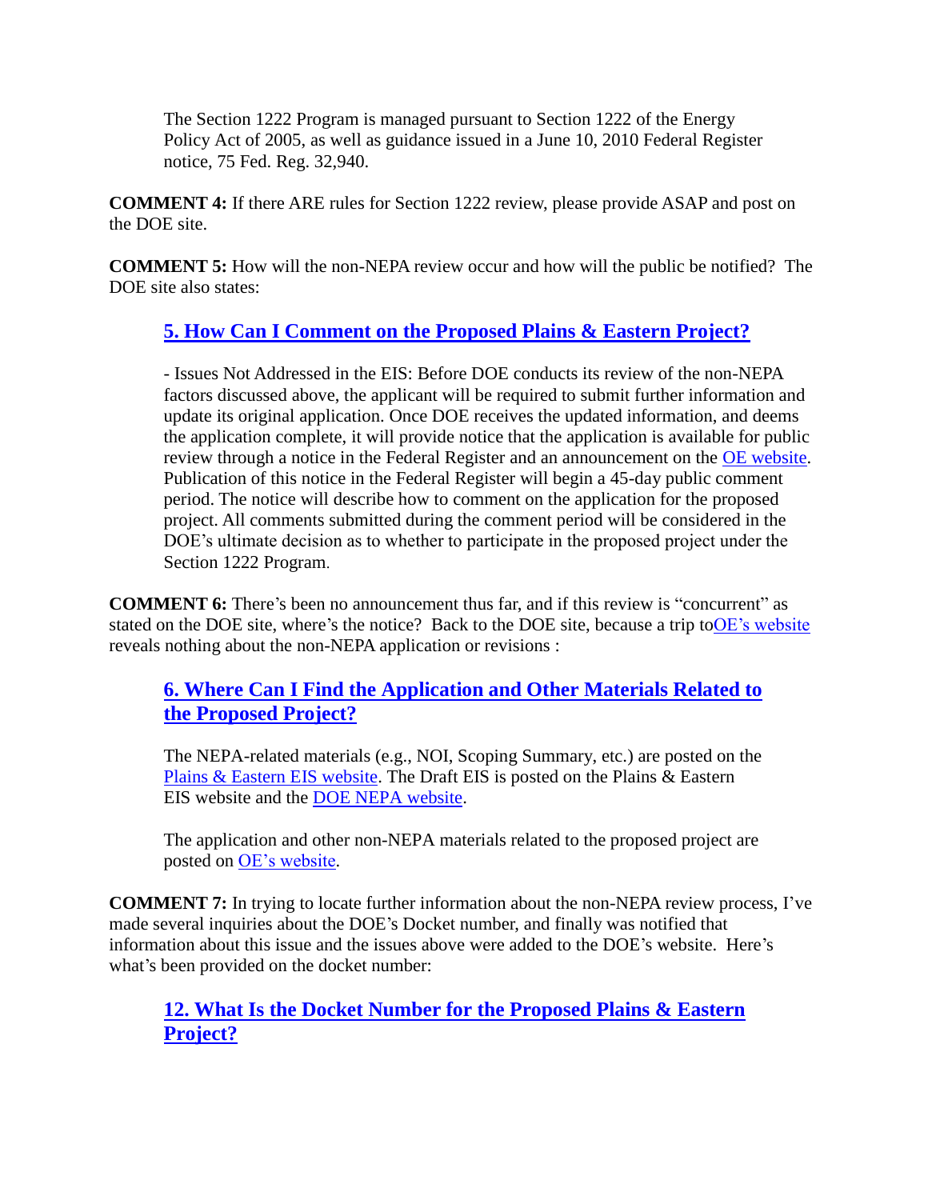The Section 1222 Program is managed pursuant to Section 1222 of the Energy Policy Act of 2005, as well as guidance issued in a June 10, 2010 Federal Register notice, 75 Fed. Reg. 32,940.

**COMMENT 4:** If there ARE rules for Section 1222 review, please provide ASAP and post on the DOE site.

**COMMENT 5:** How will the non-NEPA review occur and how will the public be notified? The DOE site also states:

> **5. How Can I Comment on the Proposed Plains & Eastern Project?**
>
> - Issues Not Addressed in the EIS: Before DOE conducts its review of the non-NEPA factors discussed above, the applicant will be required to submit further information and update its original application. Once DOE receives the updated information, and deems the application complete, it will provide notice that the application is available for public review through a notice in the Federal Register and an announcement on the OE website. Publication of this notice in the Federal Register will begin a 45-day public comment period. The notice will describe how to comment on the application for the proposed project. All comments submitted during the comment period will be considered in the DOE's ultimate decision as to whether to participate in the proposed project under the Section 1222 Program.

**COMMENT 6:** There's been no announcement thus far, and if this review is "concurrent" as stated on the DOE site, where's the notice? Back to the DOE site, because a trip toOE's website reveals nothing about the non-NEPA application or revisions :

> **6. Where Can I Find the Application and Other Materials Related to the Proposed Project?**
>
> The NEPA-related materials (e.g., NOI, Scoping Summary, etc.) are posted on the Plains & Eastern EIS website. The Draft EIS is posted on the Plains & Eastern EIS website and the DOE NEPA website.
>
> The application and other non-NEPA materials related to the proposed project are posted on OE's website.

**COMMENT 7:** In trying to locate further information about the non-NEPA review process, I've made several inquiries about the DOE's Docket number, and finally was notified that information about this issue and the issues above were added to the DOE's website. Here's what's been provided on the docket number:

> **12. What Is the Docket Number for the Proposed Plains & Eastern Project?**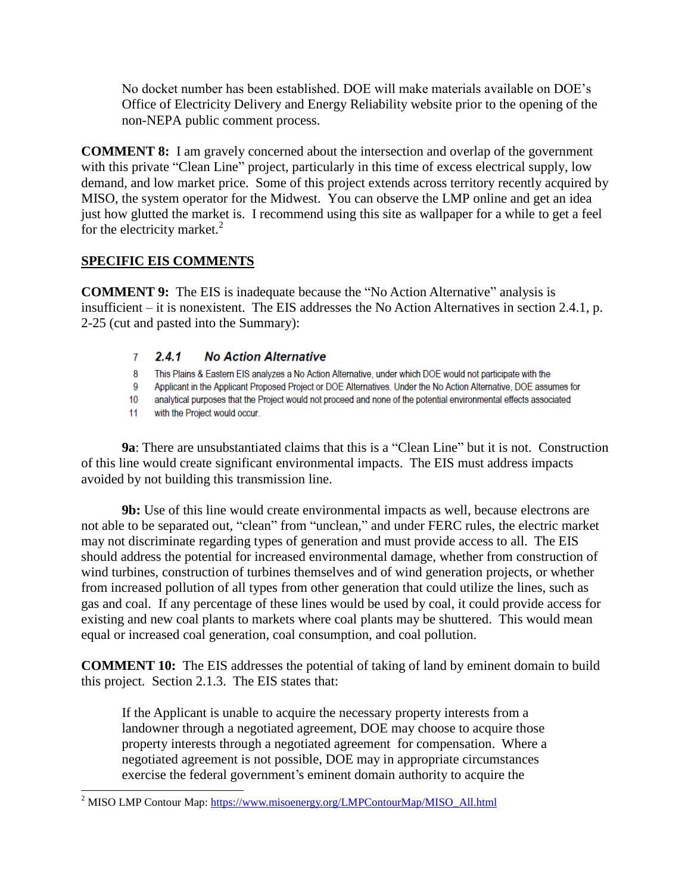No docket number has been established. DOE will make materials available on DOE's Office of Electricity Delivery and Energy Reliability website prior to the opening of the non-NEPA public comment process.

**COMMENT 8:** I am gravely concerned about the intersection and overlap of the government with this private "Clean Line" project, particularly in this time of excess electrical supply, low demand, and low market price. Some of this project extends across territory recently acquired by MISO, the system operator for the Midwest. You can observe the LMP online and get an idea just how glutted the market is. I recommend using this site as wallpaper for a while to get a feel for the electricity market.[2]

## SPECIFIC EIS COMMENTS

**COMMENT 9:** The EIS is inadequate because the "No Action Alternative" analysis is insufficient – it is nonexistent. The EIS addresses the No Action Alternatives in section 2.4.1, p. 2-25 (cut and pasted into the Summary):

> 7 ***2.4.1 No Action Alternative***
>
> 8 This Plains & Eastern EIS analyzes a No Action Alternative, under which DOE would not participate with the
> 9 Applicant in the Applicant Proposed Project or DOE Alternatives. Under the No Action Alternative, DOE assumes for
> 10 analytical purposes that the Project would not proceed and none of the potential environmental effects associated
> 11 with the Project would occur.

**9a**: There are unsubstantiated claims that this is a "Clean Line" but it is not. Construction of this line would create significant environmental impacts. The EIS must address impacts avoided by not building this transmission line.

**9b:** Use of this line would create environmental impacts as well, because electrons are not able to be separated out, "clean" from "unclean," and under FERC rules, the electric market may not discriminate regarding types of generation and must provide access to all. The EIS should address the potential for increased environmental damage, whether from construction of wind turbines, construction of turbines themselves and of wind generation projects, or whether from increased pollution of all types from other generation that could utilize the lines, such as gas and coal. If any percentage of these lines would be used by coal, it could provide access for existing and new coal plants to markets where coal plants may be shuttered. This would mean equal or increased coal generation, coal consumption, and coal pollution.

**COMMENT 10:** The EIS addresses the potential of taking of land by eminent domain to build this project. Section 2.1.3. The EIS states that:

> If the Applicant is unable to acquire the necessary property interests from a landowner through a negotiated agreement, DOE may choose to acquire those property interests through a negotiated agreement for compensation. Where a negotiated agreement is not possible, DOE may in appropriate circumstances exercise the federal government's eminent domain authority to acquire the

---

[2] MISO LMP Contour Map: https://www.misoenergy.org/LMPContourMap/MISO_All.html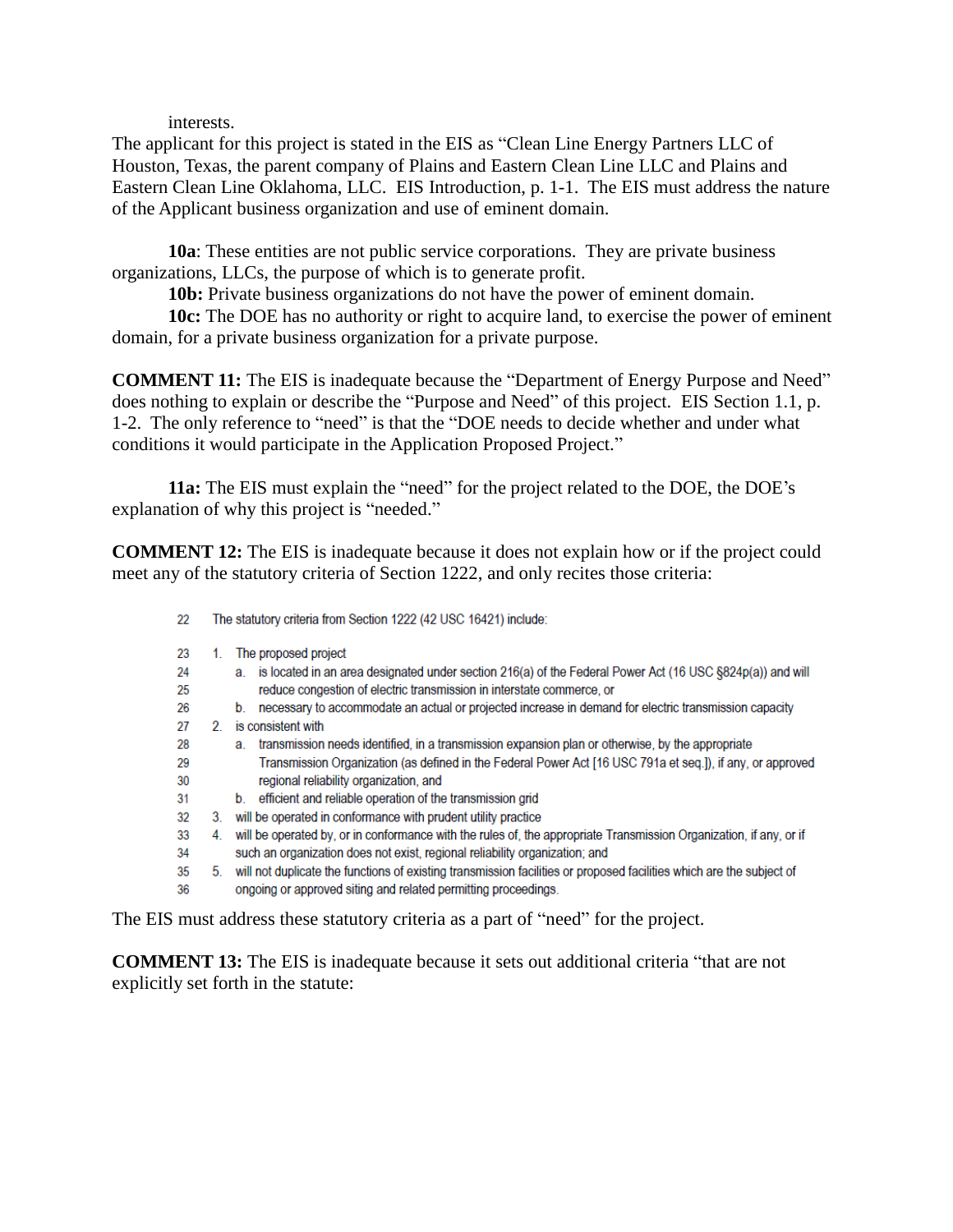interests.

The applicant for this project is stated in the EIS as "Clean Line Energy Partners LLC of Houston, Texas, the parent company of Plains and Eastern Clean Line LLC and Plains and Eastern Clean Line Oklahoma, LLC. EIS Introduction, p. 1-1. The EIS must address the nature of the Applicant business organization and use of eminent domain.

**10a**: These entities are not public service corporations. They are private business organizations, LLCs, the purpose of which is to generate profit.

**10b:** Private business organizations do not have the power of eminent domain.

**10c:** The DOE has no authority or right to acquire land, to exercise the power of eminent domain, for a private business organization for a private purpose.

**COMMENT 11:** The EIS is inadequate because the "Department of Energy Purpose and Need" does nothing to explain or describe the "Purpose and Need" of this project. EIS Section 1.1, p. 1-2. The only reference to "need" is that the "DOE needs to decide whether and under what conditions it would participate in the Application Proposed Project."

**11a:** The EIS must explain the "need" for the project related to the DOE, the DOE's explanation of why this project is "needed."

**COMMENT 12:** The EIS is inadequate because it does not explain how or if the project could meet any of the statutory criteria of Section 1222, and only recites those criteria:

22 The statutory criteria from Section 1222 (42 USC 16421) include:

23 1. The proposed project
24 a. is located in an area designated under section 216(a) of the Federal Power Act (16 USC §824p(a)) and will
25 reduce congestion of electric transmission in interstate commerce, or
26 b. necessary to accommodate an actual or projected increase in demand for electric transmission capacity
27 2. is consistent with
28 a. transmission needs identified, in a transmission expansion plan or otherwise, by the appropriate
29 Transmission Organization (as defined in the Federal Power Act [16 USC 791a et seq.]), if any, or approved
30 regional reliability organization, and
31 b. efficient and reliable operation of the transmission grid
32 3. will be operated in conformance with prudent utility practice
33 4. will be operated by, or in conformance with the rules of, the appropriate Transmission Organization, if any, or if
34 such an organization does not exist, regional reliability organization; and
35 5. will not duplicate the functions of existing transmission facilities or proposed facilities which are the subject of
36 ongoing or approved siting and related permitting proceedings.

The EIS must address these statutory criteria as a part of "need" for the project.

**COMMENT 13:** The EIS is inadequate because it sets out additional criteria "that are not explicitly set forth in the statute: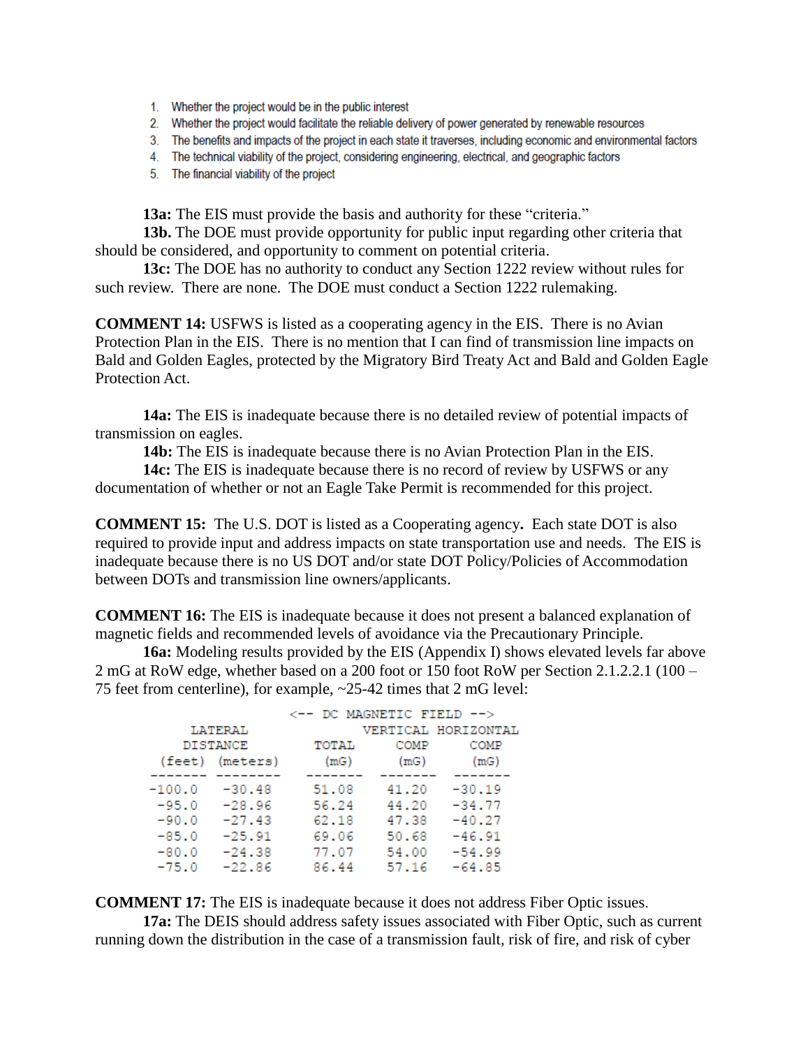1. Whether the project would be in the public interest
2. Whether the project would facilitate the reliable delivery of power generated by renewable resources
3. The benefits and impacts of the project in each state it traverses, including economic and environmental factors
4. The technical viability of the project, considering engineering, electrical, and geographic factors
5. The financial viability of the project

**13a:** The EIS must provide the basis and authority for these "criteria."

**13b.** The DOE must provide opportunity for public input regarding other criteria that should be considered, and opportunity to comment on potential criteria.

**13c:** The DOE has no authority to conduct any Section 1222 review without rules for such review. There are none. The DOE must conduct a Section 1222 rulemaking.

**COMMENT 14:** USFWS is listed as a cooperating agency in the EIS. There is no Avian Protection Plan in the EIS. There is no mention that I can find of transmission line impacts on Bald and Golden Eagles, protected by the Migratory Bird Treaty Act and Bald and Golden Eagle Protection Act.

**14a:** The EIS is inadequate because there is no detailed review of potential impacts of transmission on eagles.

**14b:** The EIS is inadequate because there is no Avian Protection Plan in the EIS.

**14c:** The EIS is inadequate because there is no record of review by USFWS or any documentation of whether or not an Eagle Take Permit is recommended for this project.

**COMMENT 15:** The U.S. DOT is listed as a Cooperating agency**.** Each state DOT is also required to provide input and address impacts on state transportation use and needs. The EIS is inadequate because there is no US DOT and/or state DOT Policy/Policies of Accommodation between DOTs and transmission line owners/applicants.

**COMMENT 16:** The EIS is inadequate because it does not present a balanced explanation of magnetic fields and recommended levels of avoidance via the Precautionary Principle.

**16a:** Modeling results provided by the EIS (Appendix I) shows elevated levels far above 2 mG at RoW edge, whether based on a 200 foot or 150 foot RoW per Section 2.1.2.2.1 (100 – 75 feet from centerline), for example, ~25-42 times that 2 mG level:

| LATERAL DISTANCE | | <-- DC MAGNETIC FIELD --> | | |
|---|---|---|---|---|
| | | TOTAL | VERTICAL COMP | HORIZONTAL COMP |
| (feet) | (meters) | (mG) | (mG) | (mG) |
| -100.0 | -30.48 | 51.08 | 41.20 | -30.19 |
| -95.0 | -28.96 | 56.24 | 44.20 | -34.77 |
| -90.0 | -27.43 | 62.18 | 47.38 | -40.27 |
| -85.0 | -25.91 | 69.06 | 50.68 | -46.91 |
| -80.0 | -24.38 | 77.07 | 54.00 | -54.99 |
| -75.0 | -22.86 | 86.44 | 57.16 | -64.85 |

**COMMENT 17:** The EIS is inadequate because it does not address Fiber Optic issues.

**17a:** The DEIS should address safety issues associated with Fiber Optic, such as current running down the distribution in the case of a transmission fault, risk of fire, and risk of cyber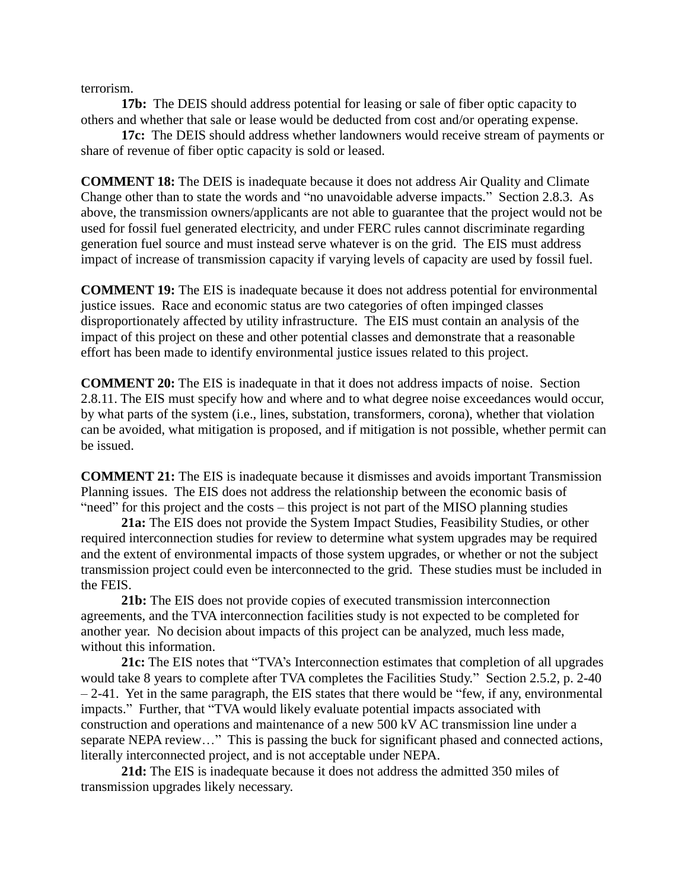terrorism.

**17b:** The DEIS should address potential for leasing or sale of fiber optic capacity to others and whether that sale or lease would be deducted from cost and/or operating expense.

**17c:** The DEIS should address whether landowners would receive stream of payments or share of revenue of fiber optic capacity is sold or leased.

**COMMENT 18:** The DEIS is inadequate because it does not address Air Quality and Climate Change other than to state the words and "no unavoidable adverse impacts." Section 2.8.3. As above, the transmission owners/applicants are not able to guarantee that the project would not be used for fossil fuel generated electricity, and under FERC rules cannot discriminate regarding generation fuel source and must instead serve whatever is on the grid. The EIS must address impact of increase of transmission capacity if varying levels of capacity are used by fossil fuel.

**COMMENT 19:** The EIS is inadequate because it does not address potential for environmental justice issues. Race and economic status are two categories of often impinged classes disproportionately affected by utility infrastructure. The EIS must contain an analysis of the impact of this project on these and other potential classes and demonstrate that a reasonable effort has been made to identify environmental justice issues related to this project.

**COMMENT 20:** The EIS is inadequate in that it does not address impacts of noise. Section 2.8.11. The EIS must specify how and where and to what degree noise exceedances would occur, by what parts of the system (i.e., lines, substation, transformers, corona), whether that violation can be avoided, what mitigation is proposed, and if mitigation is not possible, whether permit can be issued.

**COMMENT 21:** The EIS is inadequate because it dismisses and avoids important Transmission Planning issues. The EIS does not address the relationship between the economic basis of "need" for this project and the costs – this project is not part of the MISO planning studies

**21a:** The EIS does not provide the System Impact Studies, Feasibility Studies, or other required interconnection studies for review to determine what system upgrades may be required and the extent of environmental impacts of those system upgrades, or whether or not the subject transmission project could even be interconnected to the grid. These studies must be included in the FEIS.

**21b:** The EIS does not provide copies of executed transmission interconnection agreements, and the TVA interconnection facilities study is not expected to be completed for another year. No decision about impacts of this project can be analyzed, much less made, without this information.

**21c:** The EIS notes that "TVA's Interconnection estimates that completion of all upgrades would take 8 years to complete after TVA completes the Facilities Study." Section 2.5.2, p. 2-40 – 2-41. Yet in the same paragraph, the EIS states that there would be "few, if any, environmental impacts." Further, that "TVA would likely evaluate potential impacts associated with construction and operations and maintenance of a new 500 kV AC transmission line under a separate NEPA review…" This is passing the buck for significant phased and connected actions, literally interconnected project, and is not acceptable under NEPA.

**21d:** The EIS is inadequate because it does not address the admitted 350 miles of transmission upgrades likely necessary.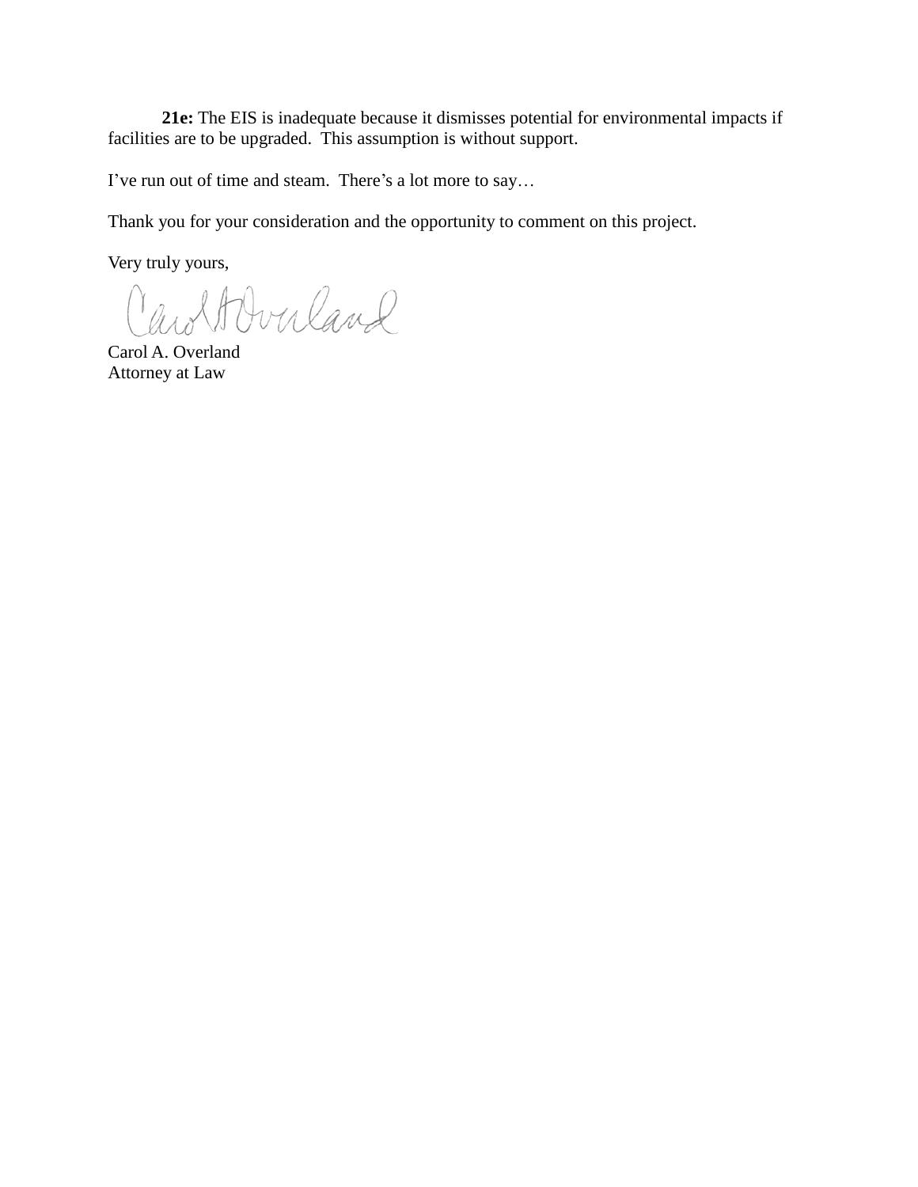**21e:** The EIS is inadequate because it dismisses potential for environmental impacts if facilities are to be upgraded. This assumption is without support.

I've run out of time and steam. There's a lot more to say…

Thank you for your consideration and the opportunity to comment on this project.

Very truly yours,

Carol A. Overland
Attorney at Law